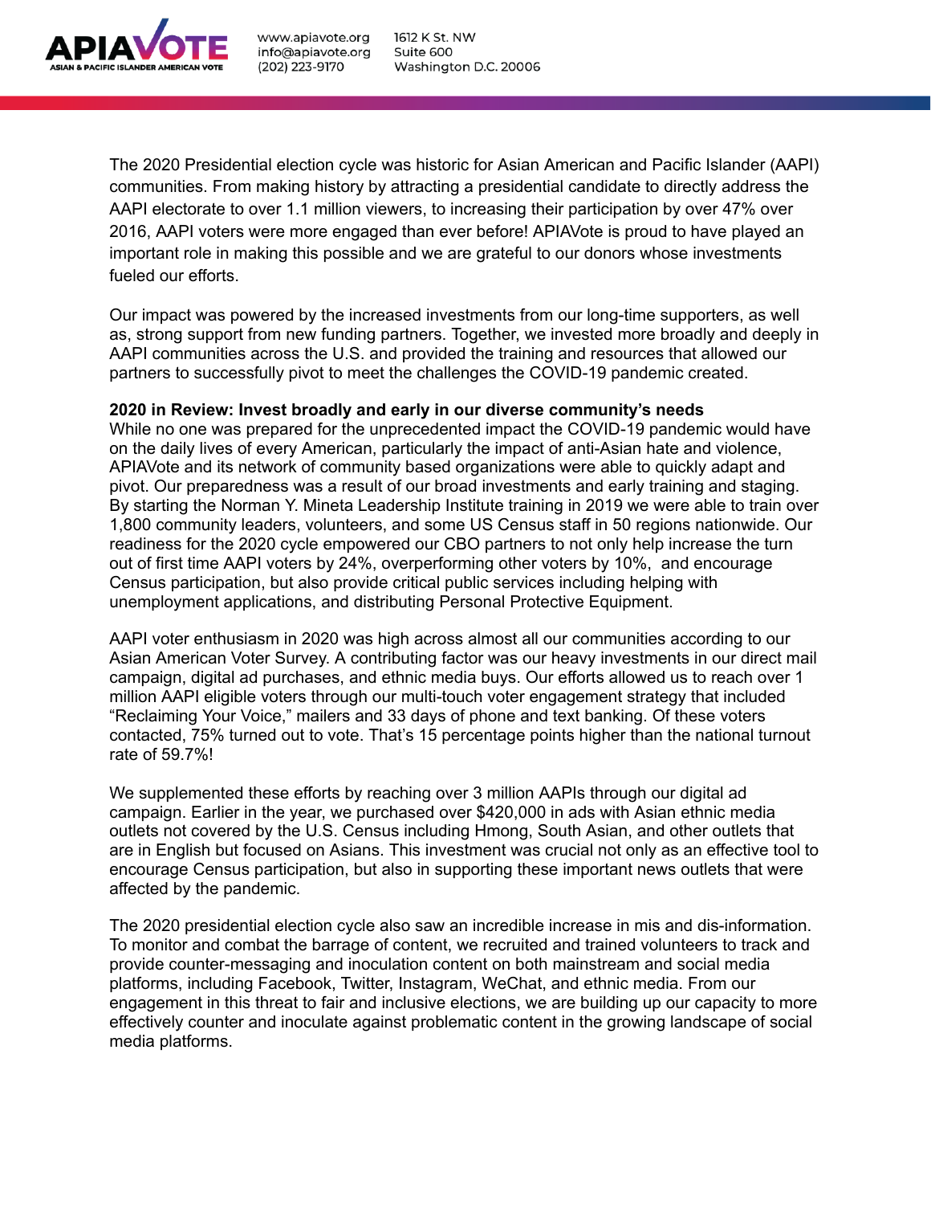The 2020 Presidential election cycle was historic for Asian American and Pacific Islander (AAPI) communities. From making history by attracting a presidential candidate to directly address the AAPI electorate to over 1.1 million viewers, to increasing their participation by over 47% over 2016, AAPI voters were more engaged than ever before! APIAVote is proud to have played an important role in making this possible and we are grateful to our donors whose investments fueled our efforts.

Our impact was powered by the increased investments from our long-time supporters, as well as, strong support from new funding partners. Together, we invested more broadly and deeply in AAPI communities across the U.S. and provided the training and resources that allowed our partners to successfully pivot to meet the challenges the COVID-19 pandemic created.

**2020 in Review: Invest broadly and early in our diverse community's needs**

While no one was prepared for the unprecedented impact the COVID-19 pandemic would have on the daily lives of every American, particularly the impact of anti-Asian hate and violence, APIAVote and its network of community based organizations were able to quickly adapt and pivot. Our preparedness was a result of our broad investments and early training and staging. By starting the Norman Y. Mineta Leadership Institute training in 2019 we were able to train over 1,800 community leaders, volunteers, and some US Census staff in 50 regions nationwide. Our readiness for the 2020 cycle empowered our CBO partners to not only help increase the turn out of first time AAPI voters by 24%, overperforming other voters by 10%, and encourage Census participation, but also provide critical public services including helping with unemployment applications, and distributing Personal Protective Equipment.

AAPI voter enthusiasm in 2020 was high across almost all our communities according to our Asian American Voter Survey. A contributing factor was our heavy investments in our direct mail campaign, digital ad purchases, and ethnic media buys. Our efforts allowed us to reach over 1 million AAPI eligible voters through our multi-touch voter engagement strategy that included "Reclaiming Your Voice," mailers and 33 days of phone and text banking. Of these voters contacted, 75% turned out to vote. That's 15 percentage points higher than the national turnout rate of 59.7%!

We supplemented these efforts by reaching over 3 million AAPIs through our digital ad campaign. Earlier in the year, we purchased over $420,000 in ads with Asian ethnic media outlets not covered by the U.S. Census including Hmong, South Asian, and other outlets that are in English but focused on Asians. This investment was crucial not only as an effective tool to encourage Census participation, but also in supporting these important news outlets that were affected by the pandemic.

The 2020 presidential election cycle also saw an incredible increase in mis and dis-information. To monitor and combat the barrage of content, we recruited and trained volunteers to track and provide counter-messaging and inoculation content on both mainstream and social media platforms, including Facebook, Twitter, Instagram, WeChat, and ethnic media. From our engagement in this threat to fair and inclusive elections, we are building up our capacity to more effectively counter and inoculate against problematic content in the growing landscape of social media platforms.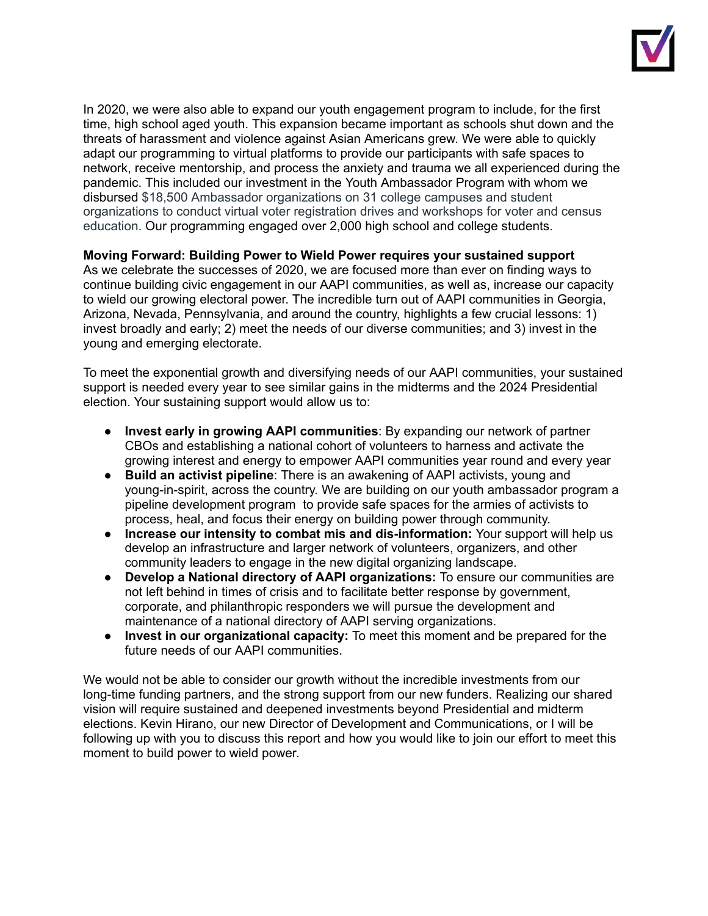In 2020, we were also able to expand our youth engagement program to include, for the first time, high school aged youth. This expansion became important as schools shut down and the threats of harassment and violence against Asian Americans grew. We were able to quickly adapt our programming to virtual platforms to provide our participants with safe spaces to network, receive mentorship, and process the anxiety and trauma we all experienced during the pandemic. This included our investment in the Youth Ambassador Program with whom we disbursed $18,500 Ambassador organizations on 31 college campuses and student organizations to conduct virtual voter registration drives and workshops for voter and census education. Our programming engaged over 2,000 high school and college students.

**Moving Forward: Building Power to Wield Power requires your sustained support**
As we celebrate the successes of 2020, we are focused more than ever on finding ways to continue building civic engagement in our AAPI communities, as well as, increase our capacity to wield our growing electoral power. The incredible turn out of AAPI communities in Georgia, Arizona, Nevada, Pennsylvania, and around the country, highlights a few crucial lessons: 1) invest broadly and early; 2) meet the needs of our diverse communities; and 3) invest in the young and emerging electorate.

To meet the exponential growth and diversifying needs of our AAPI communities, your sustained support is needed every year to see similar gains in the midterms and the 2024 Presidential election. Your sustaining support would allow us to:

- **Invest early in growing AAPI communities**: By expanding our network of partner CBOs and establishing a national cohort of volunteers to harness and activate the growing interest and energy to empower AAPI communities year round and every year
- **Build an activist pipeline**: There is an awakening of AAPI activists, young and young-in-spirit, across the country. We are building on our youth ambassador program a pipeline development program to provide safe spaces for the armies of activists to process, heal, and focus their energy on building power through community.
- **Increase our intensity to combat mis and dis-information:** Your support will help us develop an infrastructure and larger network of volunteers, organizers, and other community leaders to engage in the new digital organizing landscape.
- **Develop a National directory of AAPI organizations:** To ensure our communities are not left behind in times of crisis and to facilitate better response by government, corporate, and philanthropic responders we will pursue the development and maintenance of a national directory of AAPI serving organizations.
- **Invest in our organizational capacity:** To meet this moment and be prepared for the future needs of our AAPI communities.

We would not be able to consider our growth without the incredible investments from our long-time funding partners, and the strong support from our new funders. Realizing our shared vision will require sustained and deepened investments beyond Presidential and midterm elections. Kevin Hirano, our new Director of Development and Communications, or I will be following up with you to discuss this report and how you would like to join our effort to meet this moment to build power to wield power.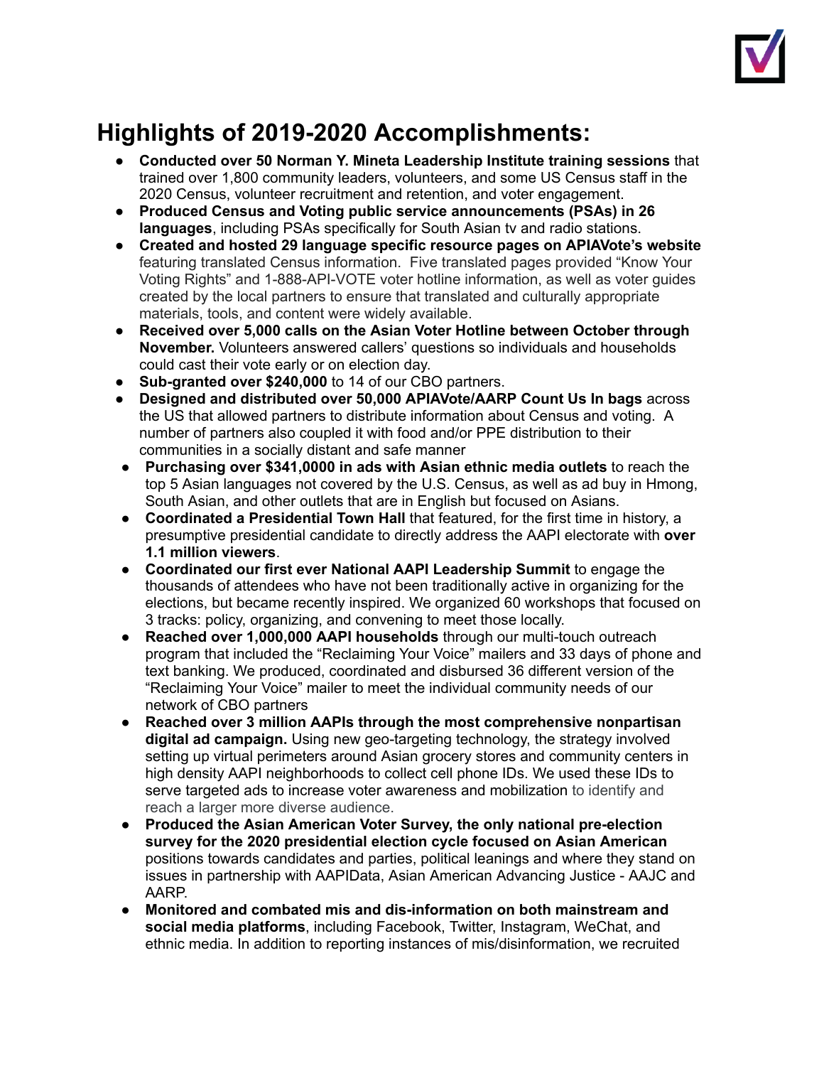# Highlights of 2019-2020 Accomplishments:

- **Conducted over 50 Norman Y. Mineta Leadership Institute training sessions** that trained over 1,800 community leaders, volunteers, and some US Census staff in the 2020 Census, volunteer recruitment and retention, and voter engagement.
- **Produced Census and Voting public service announcements (PSAs) in 26 languages**, including PSAs specifically for South Asian tv and radio stations.
- **Created and hosted 29 language specific resource pages on APIAVote's website** featuring translated Census information. Five translated pages provided "Know Your Voting Rights" and 1-888-API-VOTE voter hotline information, as well as voter guides created by the local partners to ensure that translated and culturally appropriate materials, tools, and content were widely available.
- **Received over 5,000 calls on the Asian Voter Hotline between October through November.** Volunteers answered callers' questions so individuals and households could cast their vote early or on election day.
- **Sub-granted over $240,000** to 14 of our CBO partners.
- **Designed and distributed over 50,000 APIAVote/AARP Count Us In bags** across the US that allowed partners to distribute information about Census and voting. A number of partners also coupled it with food and/or PPE distribution to their communities in a socially distant and safe manner
- **Purchasing over $341,0000 in ads with Asian ethnic media outlets** to reach the top 5 Asian languages not covered by the U.S. Census, as well as ad buy in Hmong, South Asian, and other outlets that are in English but focused on Asians.
- **Coordinated a Presidential Town Hall** that featured, for the first time in history, a presumptive presidential candidate to directly address the AAPI electorate with **over 1.1 million viewers**.
- **Coordinated our first ever National AAPI Leadership Summit** to engage the thousands of attendees who have not been traditionally active in organizing for the elections, but became recently inspired. We organized 60 workshops that focused on 3 tracks: policy, organizing, and convening to meet those locally.
- **Reached over 1,000,000 AAPI households** through our multi-touch outreach program that included the "Reclaiming Your Voice" mailers and 33 days of phone and text banking. We produced, coordinated and disbursed 36 different version of the "Reclaiming Your Voice" mailer to meet the individual community needs of our network of CBO partners
- **Reached over 3 million AAPIs through the most comprehensive nonpartisan digital ad campaign.** Using new geo-targeting technology, the strategy involved setting up virtual perimeters around Asian grocery stores and community centers in high density AAPI neighborhoods to collect cell phone IDs. We used these IDs to serve targeted ads to increase voter awareness and mobilization to identify and reach a larger more diverse audience.
- **Produced the Asian American Voter Survey, the only national pre-election survey for the 2020 presidential election cycle focused on Asian American** positions towards candidates and parties, political leanings and where they stand on issues in partnership with AAPIData, Asian American Advancing Justice - AAJC and AARP.
- **Monitored and combated mis and dis-information on both mainstream and social media platforms**, including Facebook, Twitter, Instagram, WeChat, and ethnic media. In addition to reporting instances of mis/disinformation, we recruited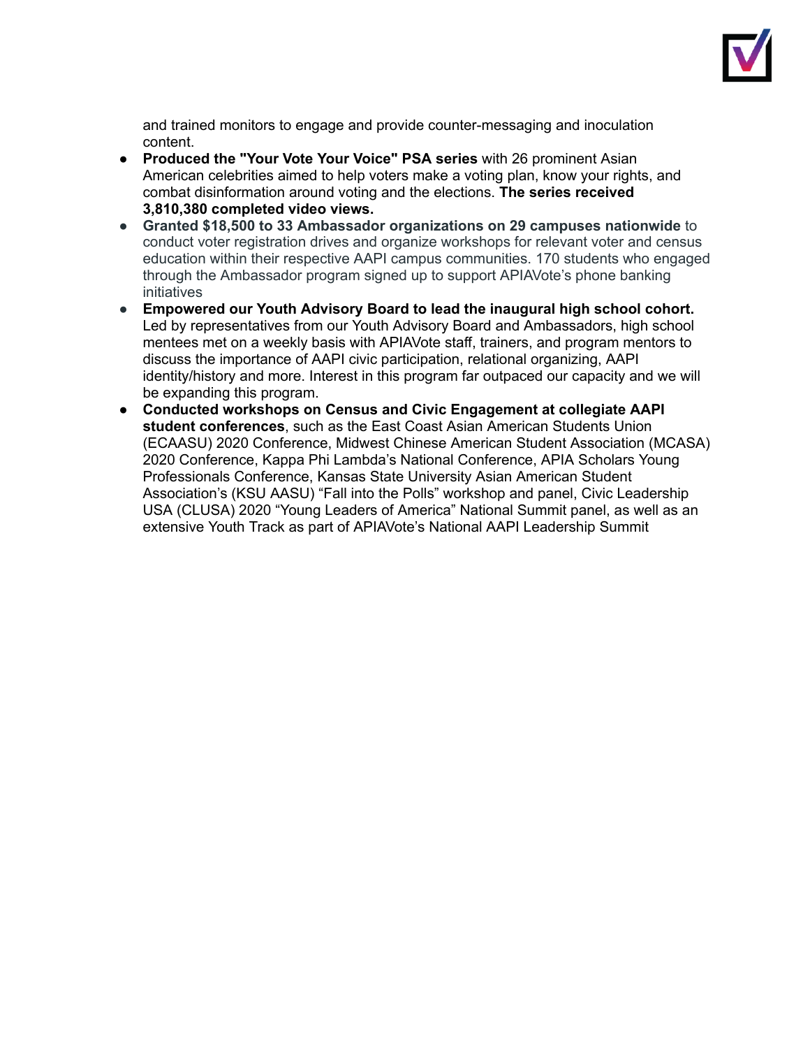and trained monitors to engage and provide counter-messaging and inoculation content.

- **Produced the "Your Vote Your Voice" PSA series** with 26 prominent Asian American celebrities aimed to help voters make a voting plan, know your rights, and combat disinformation around voting and the elections. **The series received 3,810,380 completed video views.**
- **Granted $18,500 to 33 Ambassador organizations on 29 campuses nationwide** to conduct voter registration drives and organize workshops for relevant voter and census education within their respective AAPI campus communities. 170 students who engaged through the Ambassador program signed up to support APIAVote's phone banking initiatives
- **Empowered our Youth Advisory Board to lead the inaugural high school cohort.** Led by representatives from our Youth Advisory Board and Ambassadors, high school mentees met on a weekly basis with APIAVote staff, trainers, and program mentors to discuss the importance of AAPI civic participation, relational organizing, AAPI identity/history and more. Interest in this program far outpaced our capacity and we will be expanding this program.
- **Conducted workshops on Census and Civic Engagement at collegiate AAPI student conferences**, such as the East Coast Asian American Students Union (ECAASU) 2020 Conference, Midwest Chinese American Student Association (MCASA) 2020 Conference, Kappa Phi Lambda's National Conference, APIA Scholars Young Professionals Conference, Kansas State University Asian American Student Association's (KSU AASU) "Fall into the Polls" workshop and panel, Civic Leadership USA (CLUSA) 2020 "Young Leaders of America" National Summit panel, as well as an extensive Youth Track as part of APIAVote's National AAPI Leadership Summit